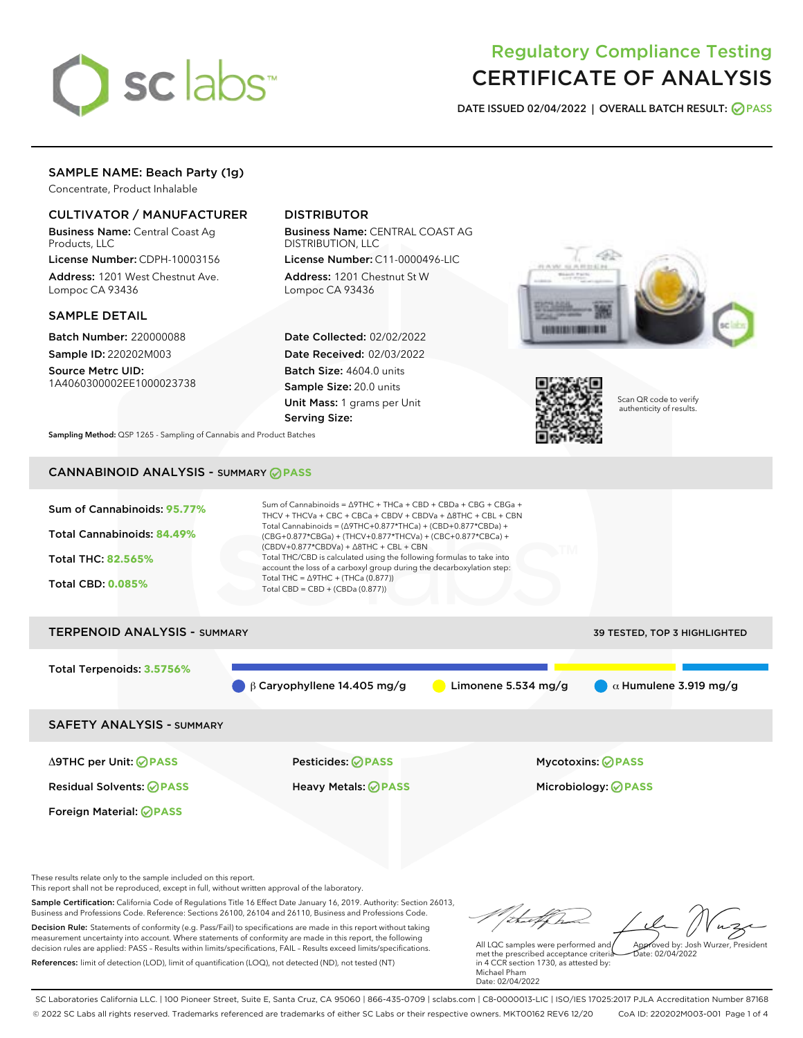# Regulatory Compliance Testing
# CERTIFICATE OF ANALYSIS

**DATE ISSUED 02/04/2022 | OVERALL BATCH RESULT: PASS**

## SAMPLE NAME: Beach Party (1g)

Concentrate, Product Inhalable

### CULTIVATOR / MANUFACTURER

**Business Name:** Central Coast Ag Products, LLC

**License Number:** CDPH-10003156

**Address:** 1201 West Chestnut Ave. Lompoc CA 93436

### DISTRIBUTOR

**Business Name:** CENTRAL COAST AG DISTRIBUTION, LLC

**License Number:** C11-0000496-LIC

**Address:** 1201 Chestnut St W Lompoc CA 93436

### SAMPLE DETAIL

**Batch Number:** 220000088

**Sample ID:** 220202M003

**Source Metrc UID:** 1A4060300002EE1000023738

**Date Collected:** 02/02/2022

**Date Received:** 02/03/2022

**Batch Size:** 4604.0 units

**Sample Size:** 20.0 units

**Unit Mass:** 1 grams per Unit

**Serving Size:**

Scan QR code to verify authenticity of results.

**Sampling Method:** QSP 1265 - Sampling of Cannabis and Product Batches

## CANNABINOID ANALYSIS - SUMMARY PASS

**Sum of Cannabinoids: 95.77%**

**Total Cannabinoids: 84.49%**

**Total THC: 82.565%**

**Total CBD: 0.085%**

Sum of Cannabinoids = Δ9THC + THCa + CBD + CBDa + CBG + CBGa + THCV + THCVa + CBC + CBCa + CBDV + CBDVa + Δ8THC + CBL + CBN

Total Cannabinoids = (Δ9THC+0.877*THCa) + (CBD+0.877*CBDa) + (CBG+0.877*CBGa) + (THCV+0.877*THCVa) + (CBC+0.877*CBCa) + (CBDV+0.877*CBDVa) + Δ8THC + CBL + CBN

Total THC/CBD is calculated using the following formulas to take into account the loss of a carboxyl group during the decarboxylation step:

Total THC = Δ9THC + (THCa (0.877))

Total CBD = CBD + (CBDa (0.877))

## TERPENOID ANALYSIS - SUMMARY

39 TESTED, TOP 3 HIGHLIGHTED

**Total Terpenoids: 3.5756%**

β Caryophyllene 14.405 mg/g | Limonene 5.534 mg/g | α Humulene 3.919 mg/g

## SAFETY ANALYSIS - SUMMARY

| | | |
|---|---|---|
| Δ9THC per Unit: PASS | Pesticides: PASS | Mycotoxins: PASS |
| Residual Solvents: PASS | Heavy Metals: PASS | Microbiology: PASS |
| Foreign Material: PASS | | |

These results relate only to the sample included on this report.
This report shall not be reproduced, except in full, without written approval of the laboratory.

**Sample Certification:** California Code of Regulations Title 16 Effect Date January 16, 2019. Authority: Section 26013, Business and Professions Code. Reference: Sections 26100, 26104 and 26110, Business and Professions Code.

**Decision Rule:** Statements of conformity (e.g. Pass/Fail) to specifications are made in this report without taking measurement uncertainty into account. Where statements of conformity are made in this report, the following decision rules are applied: PASS – Results within limits/specifications, FAIL – Results exceed limits/specifications.

**References:** limit of detection (LOD), limit of quantification (LOQ), not detected (ND), not tested (NT)

All LQC samples were performed and met the prescribed acceptance criteria in 4 CCR section 1730, as attested by: Michael Pham
Date: 02/04/2022

Approved by: Josh Wurzer, President
Date: 02/04/2022

SC Laboratories California LLC. | 100 Pioneer Street, Suite E, Santa Cruz, CA 95060 | 866-435-0709 | sclabs.com | C8-0000013-LIC | ISO/IES 17025:2017 PJLA Accreditation Number 87168
© 2022 SC Labs all rights reserved. Trademarks referenced are trademarks of either SC Labs or their respective owners. MKT00162 REV6 12/20 CoA ID: 220202M003-001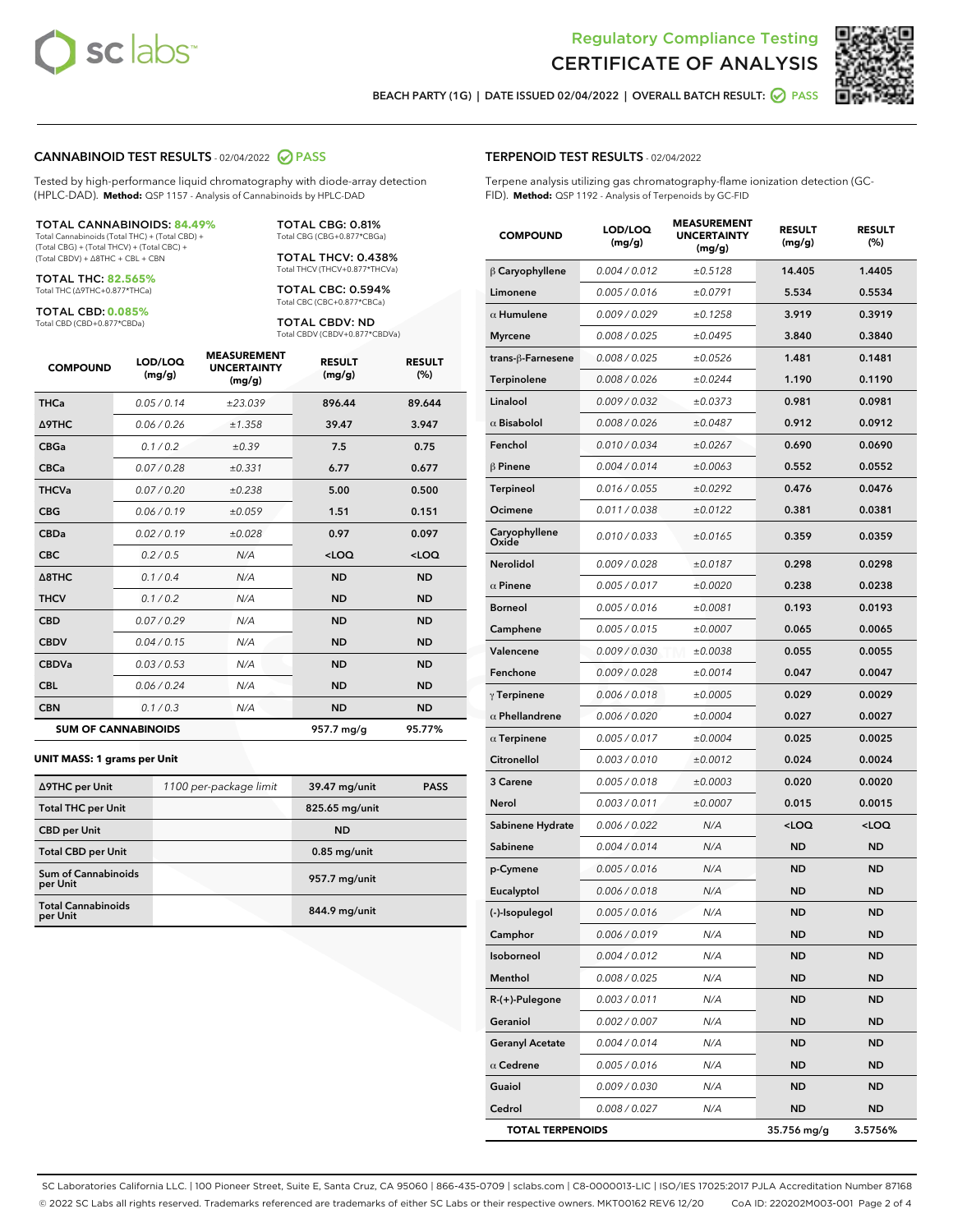# Regulatory Compliance Testing
# CERTIFICATE OF ANALYSIS

BEACH PARTY (1G) | DATE ISSUED 02/04/2022 | OVERALL BATCH RESULT: PASS

## CANNABINOID TEST RESULTS - 02/04/2022 PASS

Tested by high-performance liquid chromatography with diode-array detection (HPLC-DAD). **Method:** QSP 1157 - Analysis of Cannabinoids by HPLC-DAD

**TOTAL CANNABINOIDS: 84.49%**
Total Cannabinoids (Total THC) + (Total CBD) + (Total CBG) + (Total THCV) + (Total CBC) + (Total CBDV) + Δ8THC + CBL + CBN

**TOTAL THC: 82.565%**
Total THC (Δ9THC+0.877*THCa)

**TOTAL CBD: 0.085%**
Total CBD (CBD+0.877*CBDa)

**TOTAL CBG: 0.81%**
Total CBG (CBG+0.877*CBGa)

**TOTAL THCV: 0.438%**
Total THCV (THCV+0.877*THCVa)

**TOTAL CBC: 0.594%**
Total CBC (CBC+0.877*CBCa)

**TOTAL CBDV: ND**
Total CBDV (CBDV+0.877*CBDVa)

| COMPOUND | LOD/LOQ (mg/g) | MEASUREMENT UNCERTAINTY (mg/g) | RESULT (mg/g) | RESULT (%) |
|---|---|---|---|---|
| THCa | 0.05 / 0.14 | ±23.039 | 896.44 | 89.644 |
| Δ9THC | 0.06 / 0.26 | ±1.358 | 39.47 | 3.947 |
| CBGa | 0.1 / 0.2 | ±0.39 | 7.5 | 0.75 |
| CBCa | 0.07 / 0.28 | ±0.331 | 6.77 | 0.677 |
| THCVa | 0.07 / 0.20 | ±0.238 | 5.00 | 0.500 |
| CBG | 0.06 / 0.19 | ±0.059 | 1.51 | 0.151 |
| CBDa | 0.02 / 0.19 | ±0.028 | 0.97 | 0.097 |
| CBC | 0.2 / 0.5 | N/A | <LOQ | <LOQ |
| Δ8THC | 0.1 / 0.4 | N/A | ND | ND |
| THCV | 0.1 / 0.2 | N/A | ND | ND |
| CBD | 0.07 / 0.29 | N/A | ND | ND |
| CBDV | 0.04 / 0.15 | N/A | ND | ND |
| CBDVa | 0.03 / 0.53 | N/A | ND | ND |
| CBL | 0.06 / 0.24 | N/A | ND | ND |
| CBN | 0.1 / 0.3 | N/A | ND | ND |
| **SUM OF CANNABINOIDS** | | | **957.7 mg/g** | **95.77%** |

**UNIT MASS: 1 grams per Unit**

| | | | |
|---|---|---|---|
| Δ9THC per Unit | 1100 per-package limit | 39.47 mg/unit | PASS |
| Total THC per Unit | | 825.65 mg/unit | |
| CBD per Unit | | ND | |
| Total CBD per Unit | | 0.85 mg/unit | |
| Sum of Cannabinoids per Unit | | 957.7 mg/unit | |
| Total Cannabinoids per Unit | | 844.9 mg/unit | |

## TERPENOID TEST RESULTS - 02/04/2022

Terpene analysis utilizing gas chromatography-flame ionization detection (GC-FID). **Method:** QSP 1192 - Analysis of Terpenoids by GC-FID

| COMPOUND | LOD/LOQ (mg/g) | MEASUREMENT UNCERTAINTY (mg/g) | RESULT (mg/g) | RESULT (%) |
|---|---|---|---|---|
| β Caryophyllene | 0.004 / 0.012 | ±0.5128 | 14.405 | 1.4405 |
| Limonene | 0.005 / 0.016 | ±0.0791 | 5.534 | 0.5534 |
| α Humulene | 0.009 / 0.029 | ±0.1258 | 3.919 | 0.3919 |
| Myrcene | 0.008 / 0.025 | ±0.0495 | 3.840 | 0.3840 |
| trans-β-Farnesene | 0.008 / 0.025 | ±0.0526 | 1.481 | 0.1481 |
| Terpinolene | 0.008 / 0.026 | ±0.0244 | 1.190 | 0.1190 |
| Linalool | 0.009 / 0.032 | ±0.0373 | 0.981 | 0.0981 |
| α Bisabolol | 0.008 / 0.026 | ±0.0487 | 0.912 | 0.0912 |
| Fenchol | 0.010 / 0.034 | ±0.0267 | 0.690 | 0.0690 |
| β Pinene | 0.004 / 0.014 | ±0.0063 | 0.552 | 0.0552 |
| Terpineol | 0.016 / 0.055 | ±0.0292 | 0.476 | 0.0476 |
| Ocimene | 0.011 / 0.038 | ±0.0122 | 0.381 | 0.0381 |
| Caryophyllene Oxide | 0.010 / 0.033 | ±0.0165 | 0.359 | 0.0359 |
| Nerolidol | 0.009 / 0.028 | ±0.0187 | 0.298 | 0.0298 |
| α Pinene | 0.005 / 0.017 | ±0.0020 | 0.238 | 0.0238 |
| Borneol | 0.005 / 0.016 | ±0.0081 | 0.193 | 0.0193 |
| Camphene | 0.005 / 0.015 | ±0.0007 | 0.065 | 0.0065 |
| Valencene | 0.009 / 0.030 | ±0.0038 | 0.055 | 0.0055 |
| Fenchone | 0.009 / 0.028 | ±0.0014 | 0.047 | 0.0047 |
| γ Terpinene | 0.006 / 0.018 | ±0.0005 | 0.029 | 0.0029 |
| α Phellandrene | 0.006 / 0.020 | ±0.0004 | 0.027 | 0.0027 |
| α Terpinene | 0.005 / 0.017 | ±0.0004 | 0.025 | 0.0025 |
| Citronellol | 0.003 / 0.010 | ±0.0012 | 0.024 | 0.0024 |
| 3 Carene | 0.005 / 0.018 | ±0.0003 | 0.020 | 0.0020 |
| Nerol | 0.003 / 0.011 | ±0.0007 | 0.015 | 0.0015 |
| Sabinene Hydrate | 0.006 / 0.022 | N/A | <LOQ | <LOQ |
| Sabinene | 0.004 / 0.014 | N/A | ND | ND |
| p-Cymene | 0.005 / 0.016 | N/A | ND | ND |
| Eucalyptol | 0.006 / 0.018 | N/A | ND | ND |
| (-)-Isopulegol | 0.005 / 0.016 | N/A | ND | ND |
| Camphor | 0.006 / 0.019 | N/A | ND | ND |
| Isoborneol | 0.004 / 0.012 | N/A | ND | ND |
| Menthol | 0.008 / 0.025 | N/A | ND | ND |
| R-(+)-Pulegone | 0.003 / 0.011 | N/A | ND | ND |
| Geraniol | 0.002 / 0.007 | N/A | ND | ND |
| Geranyl Acetate | 0.004 / 0.014 | N/A | ND | ND |
| α Cedrene | 0.005 / 0.016 | N/A | ND | ND |
| Guaiol | 0.009 / 0.030 | N/A | ND | ND |
| Cedrol | 0.008 / 0.027 | N/A | ND | ND |
| **TOTAL TERPENOIDS** | | | **35.756 mg/g** | **3.5756%** |

SC Laboratories California LLC. | 100 Pioneer Street, Suite E, Santa Cruz, CA 95060 | 866-435-0709 | sclabs.com | C8-0000013-LIC | ISO/IES 17025:2017 PJLA Accreditation Number 87168
© 2022 SC Labs all rights reserved. Trademarks referenced are trademarks of either SC Labs or their respective owners. MKT00162 REV6 12/20 CoA ID: 220202M003-001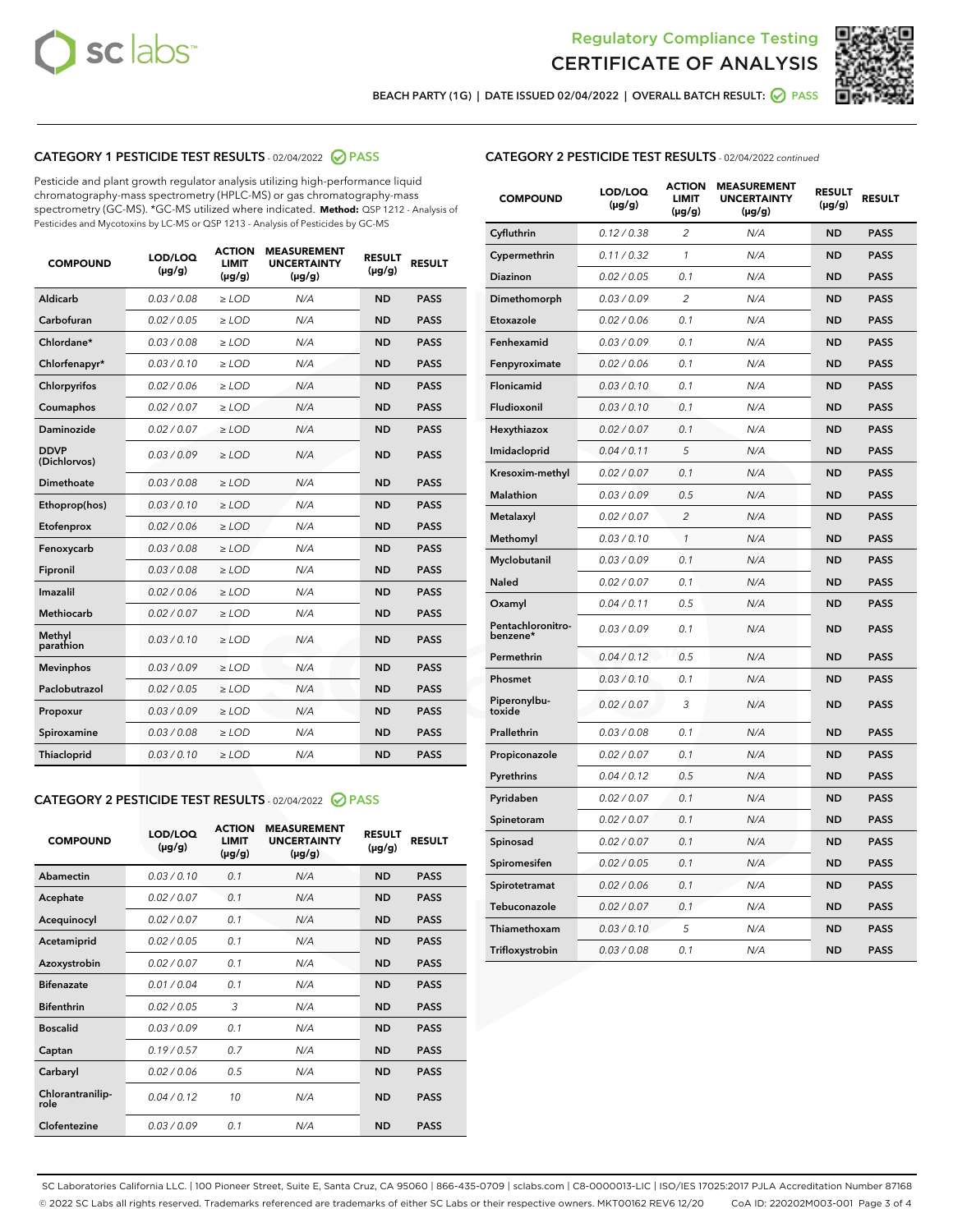Regulatory Compliance Testing

# CERTIFICATE OF ANALYSIS

BEACH PARTY (1G) | DATE ISSUED 02/04/2022 | OVERALL BATCH RESULT: PASS

## CATEGORY 1 PESTICIDE TEST RESULTS - 02/04/2022 PASS

Pesticide and plant growth regulator analysis utilizing high-performance liquid chromatography-mass spectrometry (HPLC-MS) or gas chromatography-mass spectrometry (GC-MS). *GC-MS utilized where indicated. **Method:** QSP 1212 - Analysis of Pesticides and Mycotoxins by LC-MS or QSP 1213 - Analysis of Pesticides by GC-MS

| COMPOUND | LOD/LOQ (µg/g) | ACTION LIMIT (µg/g) | MEASUREMENT UNCERTAINTY (µg/g) | RESULT (µg/g) | RESULT |
|---|---|---|---|---|---|
| Aldicarb | 0.03 / 0.08 | ≥ LOD | N/A | ND | PASS |
| Carbofuran | 0.02 / 0.05 | ≥ LOD | N/A | ND | PASS |
| Chlordane* | 0.03 / 0.08 | ≥ LOD | N/A | ND | PASS |
| Chlorfenapyr* | 0.03 / 0.10 | ≥ LOD | N/A | ND | PASS |
| Chlorpyrifos | 0.02 / 0.06 | ≥ LOD | N/A | ND | PASS |
| Coumaphos | 0.02 / 0.07 | ≥ LOD | N/A | ND | PASS |
| Daminozide | 0.02 / 0.07 | ≥ LOD | N/A | ND | PASS |
| DDVP (Dichlorvos) | 0.03 / 0.09 | ≥ LOD | N/A | ND | PASS |
| Dimethoate | 0.03 / 0.08 | ≥ LOD | N/A | ND | PASS |
| Ethoprop(hos) | 0.03 / 0.10 | ≥ LOD | N/A | ND | PASS |
| Etofenprox | 0.02 / 0.06 | ≥ LOD | N/A | ND | PASS |
| Fenoxycarb | 0.03 / 0.08 | ≥ LOD | N/A | ND | PASS |
| Fipronil | 0.03 / 0.08 | ≥ LOD | N/A | ND | PASS |
| Imazalil | 0.02 / 0.06 | ≥ LOD | N/A | ND | PASS |
| Methiocarb | 0.02 / 0.07 | ≥ LOD | N/A | ND | PASS |
| Methyl parathion | 0.03 / 0.10 | ≥ LOD | N/A | ND | PASS |
| Mevinphos | 0.03 / 0.09 | ≥ LOD | N/A | ND | PASS |
| Paclobutrazol | 0.02 / 0.05 | ≥ LOD | N/A | ND | PASS |
| Propoxur | 0.03 / 0.09 | ≥ LOD | N/A | ND | PASS |
| Spiroxamine | 0.03 / 0.08 | ≥ LOD | N/A | ND | PASS |
| Thiacloprid | 0.03 / 0.10 | ≥ LOD | N/A | ND | PASS |

## CATEGORY 2 PESTICIDE TEST RESULTS - 02/04/2022 PASS

| COMPOUND | LOD/LOQ (µg/g) | ACTION LIMIT (µg/g) | MEASUREMENT UNCERTAINTY (µg/g) | RESULT (µg/g) | RESULT |
|---|---|---|---|---|---|
| Abamectin | 0.03 / 0.10 | 0.1 | N/A | ND | PASS |
| Acephate | 0.02 / 0.07 | 0.1 | N/A | ND | PASS |
| Acequinocyl | 0.02 / 0.07 | 0.1 | N/A | ND | PASS |
| Acetamiprid | 0.02 / 0.05 | 0.1 | N/A | ND | PASS |
| Azoxystrobin | 0.02 / 0.07 | 0.1 | N/A | ND | PASS |
| Bifenazate | 0.01 / 0.04 | 0.1 | N/A | ND | PASS |
| Bifenthrin | 0.02 / 0.05 | 3 | N/A | ND | PASS |
| Boscalid | 0.03 / 0.09 | 0.1 | N/A | ND | PASS |
| Captan | 0.19 / 0.57 | 0.7 | N/A | ND | PASS |
| Carbaryl | 0.02 / 0.06 | 0.5 | N/A | ND | PASS |
| Chlorantraniliprole | 0.04 / 0.12 | 10 | N/A | ND | PASS |
| Clofentezine | 0.03 / 0.09 | 0.1 | N/A | ND | PASS |
| Cyfluthrin | 0.12 / 0.38 | 2 | N/A | ND | PASS |
| Cypermethrin | 0.11 / 0.32 | 1 | N/A | ND | PASS |
| Diazinon | 0.02 / 0.05 | 0.1 | N/A | ND | PASS |
| Dimethomorph | 0.03 / 0.09 | 2 | N/A | ND | PASS |
| Etoxazole | 0.02 / 0.06 | 0.1 | N/A | ND | PASS |
| Fenhexamid | 0.03 / 0.09 | 0.1 | N/A | ND | PASS |
| Fenpyroximate | 0.02 / 0.06 | 0.1 | N/A | ND | PASS |
| Flonicamid | 0.03 / 0.10 | 0.1 | N/A | ND | PASS |
| Fludioxonil | 0.03 / 0.10 | 0.1 | N/A | ND | PASS |
| Hexythiazox | 0.02 / 0.07 | 0.1 | N/A | ND | PASS |
| Imidacloprid | 0.04 / 0.11 | 5 | N/A | ND | PASS |
| Kresoxim-methyl | 0.02 / 0.07 | 0.1 | N/A | ND | PASS |
| Malathion | 0.03 / 0.09 | 0.5 | N/A | ND | PASS |
| Metalaxyl | 0.02 / 0.07 | 2 | N/A | ND | PASS |
| Methomyl | 0.03 / 0.10 | 1 | N/A | ND | PASS |
| Myclobutanil | 0.03 / 0.09 | 0.1 | N/A | ND | PASS |
| Naled | 0.02 / 0.07 | 0.1 | N/A | ND | PASS |
| Oxamyl | 0.04 / 0.11 | 0.5 | N/A | ND | PASS |
| Pentachloronitrobenzene* | 0.03 / 0.09 | 0.1 | N/A | ND | PASS |
| Permethrin | 0.04 / 0.12 | 0.5 | N/A | ND | PASS |
| Phosmet | 0.03 / 0.10 | 0.1 | N/A | ND | PASS |
| Piperonylbutoxide | 0.02 / 0.07 | 3 | N/A | ND | PASS |
| Prallethrin | 0.03 / 0.08 | 0.1 | N/A | ND | PASS |
| Propiconazole | 0.02 / 0.07 | 0.1 | N/A | ND | PASS |
| Pyrethrins | 0.04 / 0.12 | 0.5 | N/A | ND | PASS |
| Pyridaben | 0.02 / 0.07 | 0.1 | N/A | ND | PASS |
| Spinetoram | 0.02 / 0.07 | 0.1 | N/A | ND | PASS |
| Spinosad | 0.02 / 0.07 | 0.1 | N/A | ND | PASS |
| Spiromesifen | 0.02 / 0.05 | 0.1 | N/A | ND | PASS |
| Spirotetramat | 0.02 / 0.06 | 0.1 | N/A | ND | PASS |
| Tebuconazole | 0.02 / 0.07 | 0.1 | N/A | ND | PASS |
| Thiamethoxam | 0.03 / 0.10 | 5 | N/A | ND | PASS |
| Trifloxystrobin | 0.03 / 0.08 | 0.1 | N/A | ND | PASS |

SC Laboratories California LLC. | 100 Pioneer Street, Suite E, Santa Cruz, CA 95060 | 866-435-0709 | sclabs.com | C8-0000013-LIC | ISO/IES 17025:2017 PJLA Accreditation Number 87168
© 2022 SC Labs all rights reserved. Trademarks referenced are trademarks of either SC Labs or their respective owners. MKT00162 REV6 12/20 CoA ID: 220202M003-001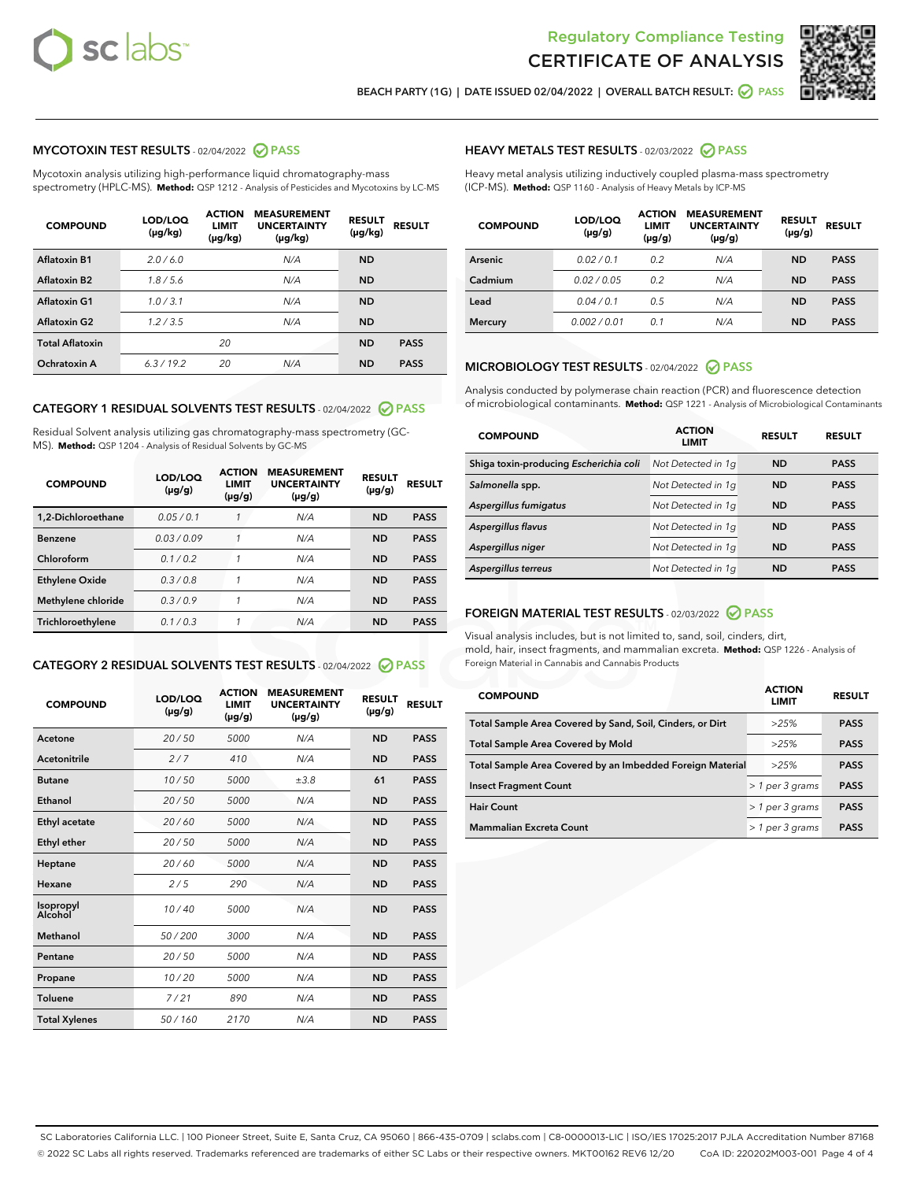Regulatory Compliance Testing

# CERTIFICATE OF ANALYSIS

BEACH PARTY (1G) | DATE ISSUED 02/04/2022 | OVERALL BATCH RESULT: PASS

## MYCOTOXIN TEST RESULTS - 02/04/2022 PASS

Mycotoxin analysis utilizing high-performance liquid chromatography-mass spectrometry (HPLC-MS). **Method:** QSP 1212 - Analysis of Pesticides and Mycotoxins by LC-MS

| COMPOUND | LOD/LOQ (µg/kg) | ACTION LIMIT (µg/kg) | MEASUREMENT UNCERTAINTY (µg/kg) | RESULT (µg/kg) | RESULT |
|---|---|---|---|---|---|
| Aflatoxin B1 | 2.0 / 6.0 | | N/A | ND | |
| Aflatoxin B2 | 1.8 / 5.6 | | N/A | ND | |
| Aflatoxin G1 | 1.0 / 3.1 | | N/A | ND | |
| Aflatoxin G2 | 1.2 / 3.5 | | N/A | ND | |
| Total Aflatoxin | | 20 | | ND | PASS |
| Ochratoxin A | 6.3 / 19.2 | 20 | N/A | ND | PASS |

## CATEGORY 1 RESIDUAL SOLVENTS TEST RESULTS - 02/04/2022 PASS

Residual Solvent analysis utilizing gas chromatography-mass spectrometry (GC-MS). **Method:** QSP 1204 - Analysis of Residual Solvents by GC-MS

| COMPOUND | LOD/LOQ (µg/g) | ACTION LIMIT (µg/g) | MEASUREMENT UNCERTAINTY (µg/g) | RESULT (µg/g) | RESULT |
|---|---|---|---|---|---|
| 1,2-Dichloroethane | 0.05 / 0.1 | 1 | N/A | ND | PASS |
| Benzene | 0.03 / 0.09 | 1 | N/A | ND | PASS |
| Chloroform | 0.1 / 0.2 | 1 | N/A | ND | PASS |
| Ethylene Oxide | 0.3 / 0.8 | 1 | N/A | ND | PASS |
| Methylene chloride | 0.3 / 0.9 | 1 | N/A | ND | PASS |
| Trichloroethylene | 0.1 / 0.3 | 1 | N/A | ND | PASS |

## CATEGORY 2 RESIDUAL SOLVENTS TEST RESULTS - 02/04/2022 PASS

| COMPOUND | LOD/LOQ (µg/g) | ACTION LIMIT (µg/g) | MEASUREMENT UNCERTAINTY (µg/g) | RESULT (µg/g) | RESULT |
|---|---|---|---|---|---|
| Acetone | 20 / 50 | 5000 | N/A | ND | PASS |
| Acetonitrile | 2 / 7 | 410 | N/A | ND | PASS |
| Butane | 10 / 50 | 5000 | ±3.8 | 61 | PASS |
| Ethanol | 20 / 50 | 5000 | N/A | ND | PASS |
| Ethyl acetate | 20 / 60 | 5000 | N/A | ND | PASS |
| Ethyl ether | 20 / 50 | 5000 | N/A | ND | PASS |
| Heptane | 20 / 60 | 5000 | N/A | ND | PASS |
| Hexane | 2 / 5 | 290 | N/A | ND | PASS |
| Isopropyl Alcohol | 10 / 40 | 5000 | N/A | ND | PASS |
| Methanol | 50 / 200 | 3000 | N/A | ND | PASS |
| Pentane | 20 / 50 | 5000 | N/A | ND | PASS |
| Propane | 10 / 20 | 5000 | N/A | ND | PASS |
| Toluene | 7 / 21 | 890 | N/A | ND | PASS |
| Total Xylenes | 50 / 160 | 2170 | N/A | ND | PASS |

## HEAVY METALS TEST RESULTS - 02/03/2022 PASS

Heavy metal analysis utilizing inductively coupled plasma-mass spectrometry (ICP-MS). **Method:** QSP 1160 - Analysis of Heavy Metals by ICP-MS

| COMPOUND | LOD/LOQ (µg/g) | ACTION LIMIT (µg/g) | MEASUREMENT UNCERTAINTY (µg/g) | RESULT (µg/g) | RESULT |
|---|---|---|---|---|---|
| Arsenic | 0.02 / 0.1 | 0.2 | N/A | ND | PASS |
| Cadmium | 0.02 / 0.05 | 0.2 | N/A | ND | PASS |
| Lead | 0.04 / 0.1 | 0.5 | N/A | ND | PASS |
| Mercury | 0.002 / 0.01 | 0.1 | N/A | ND | PASS |

## MICROBIOLOGY TEST RESULTS - 02/04/2022 PASS

Analysis conducted by polymerase chain reaction (PCR) and fluorescence detection of microbiological contaminants. **Method:** QSP 1221 - Analysis of Microbiological Contaminants

| COMPOUND | ACTION LIMIT | RESULT | RESULT |
|---|---|---|---|
| Shiga toxin-producing *Escherichia coli* | Not Detected in 1g | ND | PASS |
| *Salmonella* spp. | Not Detected in 1g | ND | PASS |
| *Aspergillus fumigatus* | Not Detected in 1g | ND | PASS |
| *Aspergillus flavus* | Not Detected in 1g | ND | PASS |
| *Aspergillus niger* | Not Detected in 1g | ND | PASS |
| *Aspergillus terreus* | Not Detected in 1g | ND | PASS |

## FOREIGN MATERIAL TEST RESULTS - 02/03/2022 PASS

Visual analysis includes, but is not limited to, sand, soil, cinders, dirt, mold, hair, insect fragments, and mammalian excreta. **Method:** QSP 1226 - Analysis of Foreign Material in Cannabis and Cannabis Products

| COMPOUND | ACTION LIMIT | RESULT |
|---|---|---|
| Total Sample Area Covered by Sand, Soil, Cinders, or Dirt | >25% | PASS |
| Total Sample Area Covered by Mold | >25% | PASS |
| Total Sample Area Covered by an Imbedded Foreign Material | >25% | PASS |
| Insect Fragment Count | > 1 per 3 grams | PASS |
| Hair Count | > 1 per 3 grams | PASS |
| Mammalian Excreta Count | > 1 per 3 grams | PASS |

SC Laboratories California LLC. | 100 Pioneer Street, Suite E, Santa Cruz, CA 95060 | 866-435-0709 | sclabs.com | C8-0000013-LIC | ISO/IES 17025:2017 PJLA Accreditation Number 87168
© 2022 SC Labs all rights reserved. Trademarks referenced are trademarks of either SC Labs or their respective owners. MKT00162 REV6 12/20 CoA ID: 220202M003-001